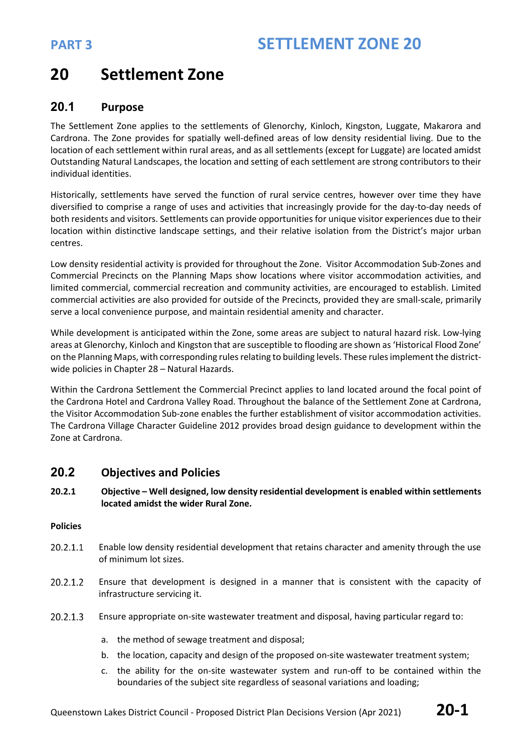# 20 Settlement Zone

## 20.1 Purpose

The Settlement Zone applies to the settlements of Glenorchy, Kinloch, Kingston, Luggate, Makarora and Cardrona. The Zone provides for spatially well-defined areas of low density residential living. Due to the location of each settlement within rural areas, and as all settlements (except for Luggate) are located amidst Outstanding Natural Landscapes, the location and setting of each settlement are strong contributors to their individual identities.

Historically, settlements have served the function of rural service centres, however over time they have diversified to comprise a range of uses and activities that increasingly provide for the day-to-day needs of both residents and visitors. Settlements can provide opportunities for unique visitor experiences due to their location within distinctive landscape settings, and their relative isolation from the District's major urban centres.

Low density residential activity is provided for throughout the Zone. Visitor Accommodation Sub-Zones and Commercial Precincts on the Planning Maps show locations where visitor accommodation activities, and limited commercial, commercial recreation and community activities, are encouraged to establish. Limited commercial activities are also provided for outside of the Precincts, provided they are small-scale, primarily serve a local convenience purpose, and maintain residential amenity and character.

While development is anticipated within the Zone, some areas are subject to natural hazard risk. Low-lying areas at Glenorchy, Kinloch and Kingston that are susceptible to flooding are shown as 'Historical Flood Zone' on the Planning Maps, with corresponding rules relating to building levels. These rules implement the district-wide policies in Chapter 28 – Natural Hazards.

Within the Cardrona Settlement the Commercial Precinct applies to land located around the focal point of the Cardrona Hotel and Cardrona Valley Road. Throughout the balance of the Settlement Zone at Cardrona, the Visitor Accommodation Sub-zone enables the further establishment of visitor accommodation activities. The Cardrona Village Character Guideline 2012 provides broad design guidance to development within the Zone at Cardrona.

## 20.2 Objectives and Policies

**20.2.1 Objective – Well designed, low density residential development is enabled within settlements located amidst the wider Rural Zone.**

**Policies**

20.2.1.1 Enable low density residential development that retains character and amenity through the use of minimum lot sizes.

20.2.1.2 Ensure that development is designed in a manner that is consistent with the capacity of infrastructure servicing it.

20.2.1.3 Ensure appropriate on-site wastewater treatment and disposal, having particular regard to:

a. the method of sewage treatment and disposal;

b. the location, capacity and design of the proposed on-site wastewater treatment system;

c. the ability for the on-site wastewater system and run-off to be contained within the boundaries of the subject site regardless of seasonal variations and loading;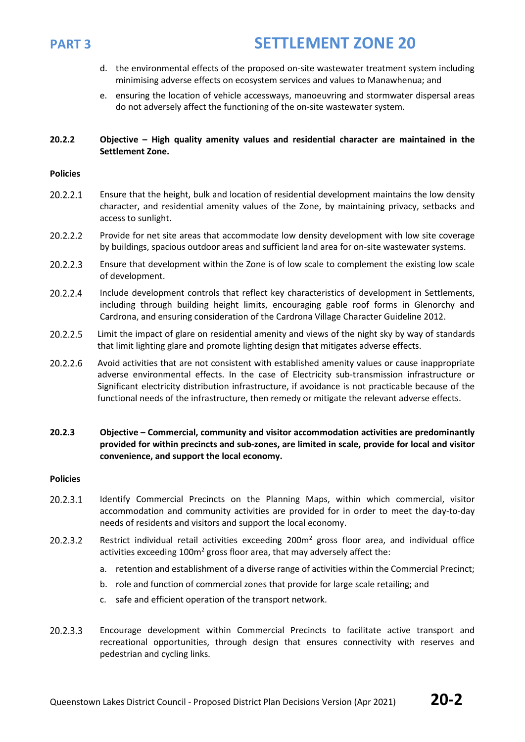d. the environmental effects of the proposed on-site wastewater treatment system including minimising adverse effects on ecosystem services and values to Manawhenua; and

e. ensuring the location of vehicle accessways, manoeuvring and stormwater dispersal areas do not adversely affect the functioning of the on-site wastewater system.

**20.2.2 Objective – High quality amenity values and residential character are maintained in the Settlement Zone.**

**Policies**

20.2.2.1 Ensure that the height, bulk and location of residential development maintains the low density character, and residential amenity values of the Zone, by maintaining privacy, setbacks and access to sunlight.

20.2.2.2 Provide for net site areas that accommodate low density development with low site coverage by buildings, spacious outdoor areas and sufficient land area for on-site wastewater systems.

20.2.2.3 Ensure that development within the Zone is of low scale to complement the existing low scale of development.

20.2.2.4 Include development controls that reflect key characteristics of development in Settlements, including through building height limits, encouraging gable roof forms in Glenorchy and Cardrona, and ensuring consideration of the Cardrona Village Character Guideline 2012.

20.2.2.5 Limit the impact of glare on residential amenity and views of the night sky by way of standards that limit lighting glare and promote lighting design that mitigates adverse effects.

20.2.2.6 Avoid activities that are not consistent with established amenity values or cause inappropriate adverse environmental effects. In the case of Electricity sub-transmission infrastructure or Significant electricity distribution infrastructure, if avoidance is not practicable because of the functional needs of the infrastructure, then remedy or mitigate the relevant adverse effects.

**20.2.3 Objective – Commercial, community and visitor accommodation activities are predominantly provided for within precincts and sub-zones, are limited in scale, provide for local and visitor convenience, and support the local economy.**

**Policies**

20.2.3.1 Identify Commercial Precincts on the Planning Maps, within which commercial, visitor accommodation and community activities are provided for in order to meet the day-to-day needs of residents and visitors and support the local economy.

20.2.3.2 Restrict individual retail activities exceeding 200m² gross floor area, and individual office activities exceeding 100m² gross floor area, that may adversely affect the:

a. retention and establishment of a diverse range of activities within the Commercial Precinct;

b. role and function of commercial zones that provide for large scale retailing; and

c. safe and efficient operation of the transport network.

20.2.3.3 Encourage development within Commercial Precincts to facilitate active transport and recreational opportunities, through design that ensures connectivity with reserves and pedestrian and cycling links.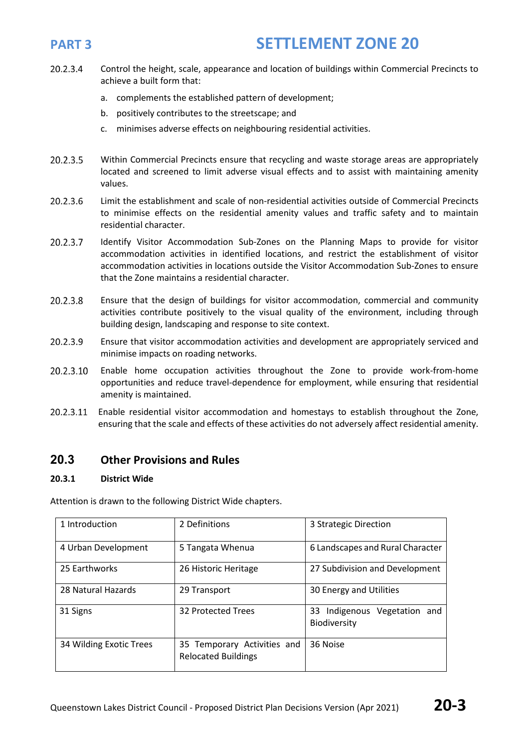20.2.3.4 Control the height, scale, appearance and location of buildings within Commercial Precincts to achieve a built form that:

a. complements the established pattern of development;

b. positively contributes to the streetscape; and

c. minimises adverse effects on neighbouring residential activities.

20.2.3.5 Within Commercial Precincts ensure that recycling and waste storage areas are appropriately located and screened to limit adverse visual effects and to assist with maintaining amenity values.

20.2.3.6 Limit the establishment and scale of non-residential activities outside of Commercial Precincts to minimise effects on the residential amenity values and traffic safety and to maintain residential character.

20.2.3.7 Identify Visitor Accommodation Sub-Zones on the Planning Maps to provide for visitor accommodation activities in identified locations, and restrict the establishment of visitor accommodation activities in locations outside the Visitor Accommodation Sub-Zones to ensure that the Zone maintains a residential character.

20.2.3.8 Ensure that the design of buildings for visitor accommodation, commercial and community activities contribute positively to the visual quality of the environment, including through building design, landscaping and response to site context.

20.2.3.9 Ensure that visitor accommodation activities and development are appropriately serviced and minimise impacts on roading networks.

20.2.3.10 Enable home occupation activities throughout the Zone to provide work-from-home opportunities and reduce travel-dependence for employment, while ensuring that residential amenity is maintained.

20.2.3.11 Enable residential visitor accommodation and homestays to establish throughout the Zone, ensuring that the scale and effects of these activities do not adversely affect residential amenity.

## 20.3 Other Provisions and Rules

### 20.3.1 District Wide

Attention is drawn to the following District Wide chapters.

| | | |
|---|---|---|
| 1 Introduction | 2 Definitions | 3 Strategic Direction |
| 4 Urban Development | 5 Tangata Whenua | 6 Landscapes and Rural Character |
| 25 Earthworks | 26 Historic Heritage | 27 Subdivision and Development |
| 28 Natural Hazards | 29 Transport | 30 Energy and Utilities |
| 31 Signs | 32 Protected Trees | 33 Indigenous Vegetation and Biodiversity |
| 34 Wilding Exotic Trees | 35 Temporary Activities and Relocated Buildings | 36 Noise |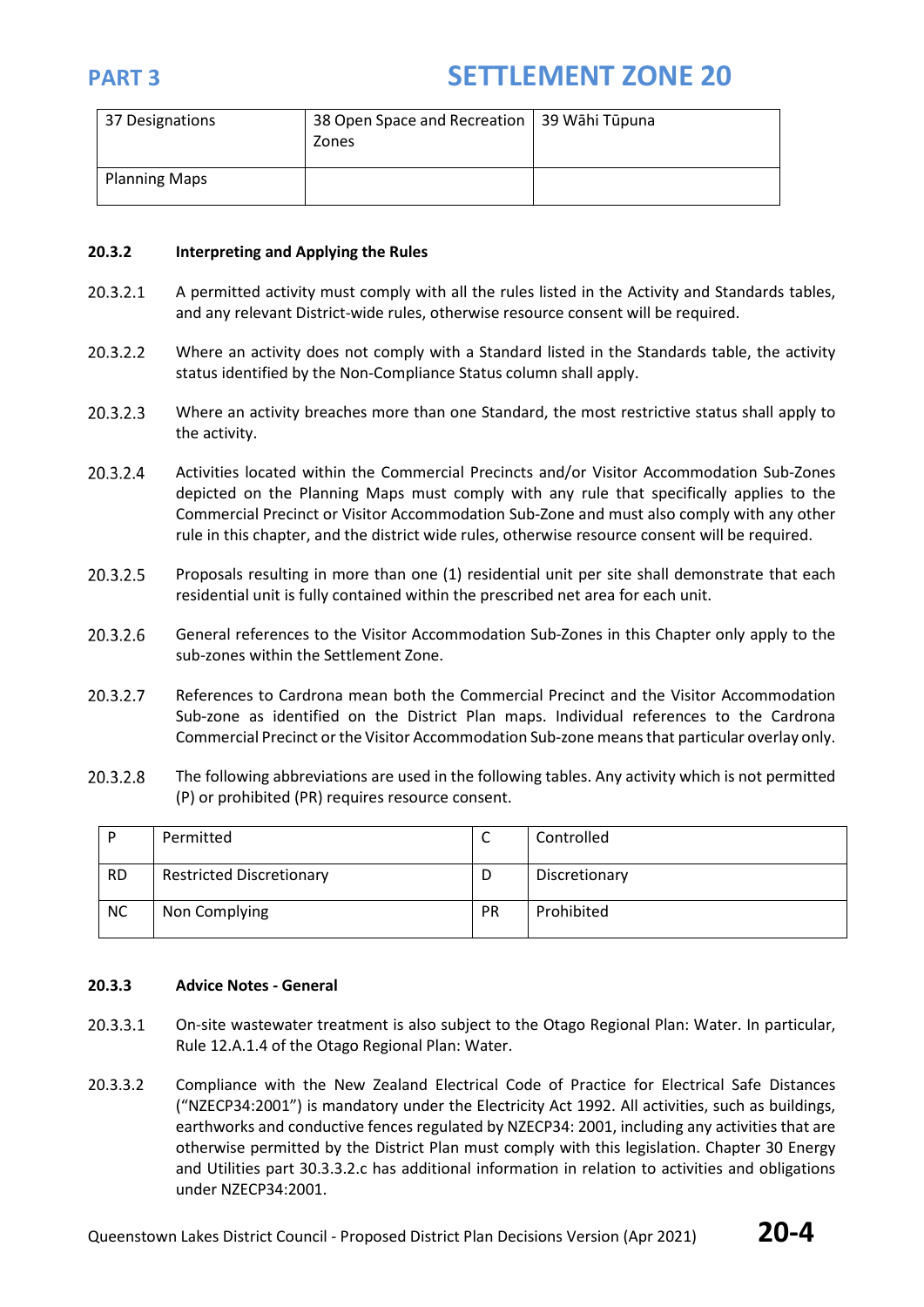| 37 Designations | 38 Open Space and Recreation Zones | 39 Wāhi Tūpuna |
|---|---|---|
| Planning Maps | | |

### 20.3.2 Interpreting and Applying the Rules

20.3.2.1 A permitted activity must comply with all the rules listed in the Activity and Standards tables, and any relevant District-wide rules, otherwise resource consent will be required.

20.3.2.2 Where an activity does not comply with a Standard listed in the Standards table, the activity status identified by the Non-Compliance Status column shall apply.

20.3.2.3 Where an activity breaches more than one Standard, the most restrictive status shall apply to the activity.

20.3.2.4 Activities located within the Commercial Precincts and/or Visitor Accommodation Sub-Zones depicted on the Planning Maps must comply with any rule that specifically applies to the Commercial Precinct or Visitor Accommodation Sub-Zone and must also comply with any other rule in this chapter, and the district wide rules, otherwise resource consent will be required.

20.3.2.5 Proposals resulting in more than one (1) residential unit per site shall demonstrate that each residential unit is fully contained within the prescribed net area for each unit.

20.3.2.6 General references to the Visitor Accommodation Sub-Zones in this Chapter only apply to the sub-zones within the Settlement Zone.

20.3.2.7 References to Cardrona mean both the Commercial Precinct and the Visitor Accommodation Sub-zone as identified on the District Plan maps. Individual references to the Cardrona Commercial Precinct or the Visitor Accommodation Sub-zone means that particular overlay only.

20.3.2.8 The following abbreviations are used in the following tables. Any activity which is not permitted (P) or prohibited (PR) requires resource consent.

| P | Permitted | C | Controlled |
|---|---|---|---|
| RD | Restricted Discretionary | D | Discretionary |
| NC | Non Complying | PR | Prohibited |

### 20.3.3 Advice Notes - General

20.3.3.1 On-site wastewater treatment is also subject to the Otago Regional Plan: Water. In particular, Rule 12.A.1.4 of the Otago Regional Plan: Water.

20.3.3.2 Compliance with the New Zealand Electrical Code of Practice for Electrical Safe Distances ("NZECP34:2001") is mandatory under the Electricity Act 1992. All activities, such as buildings, earthworks and conductive fences regulated by NZECP34: 2001, including any activities that are otherwise permitted by the District Plan must comply with this legislation. Chapter 30 Energy and Utilities part 30.3.3.2.c has additional information in relation to activities and obligations under NZECP34:2001.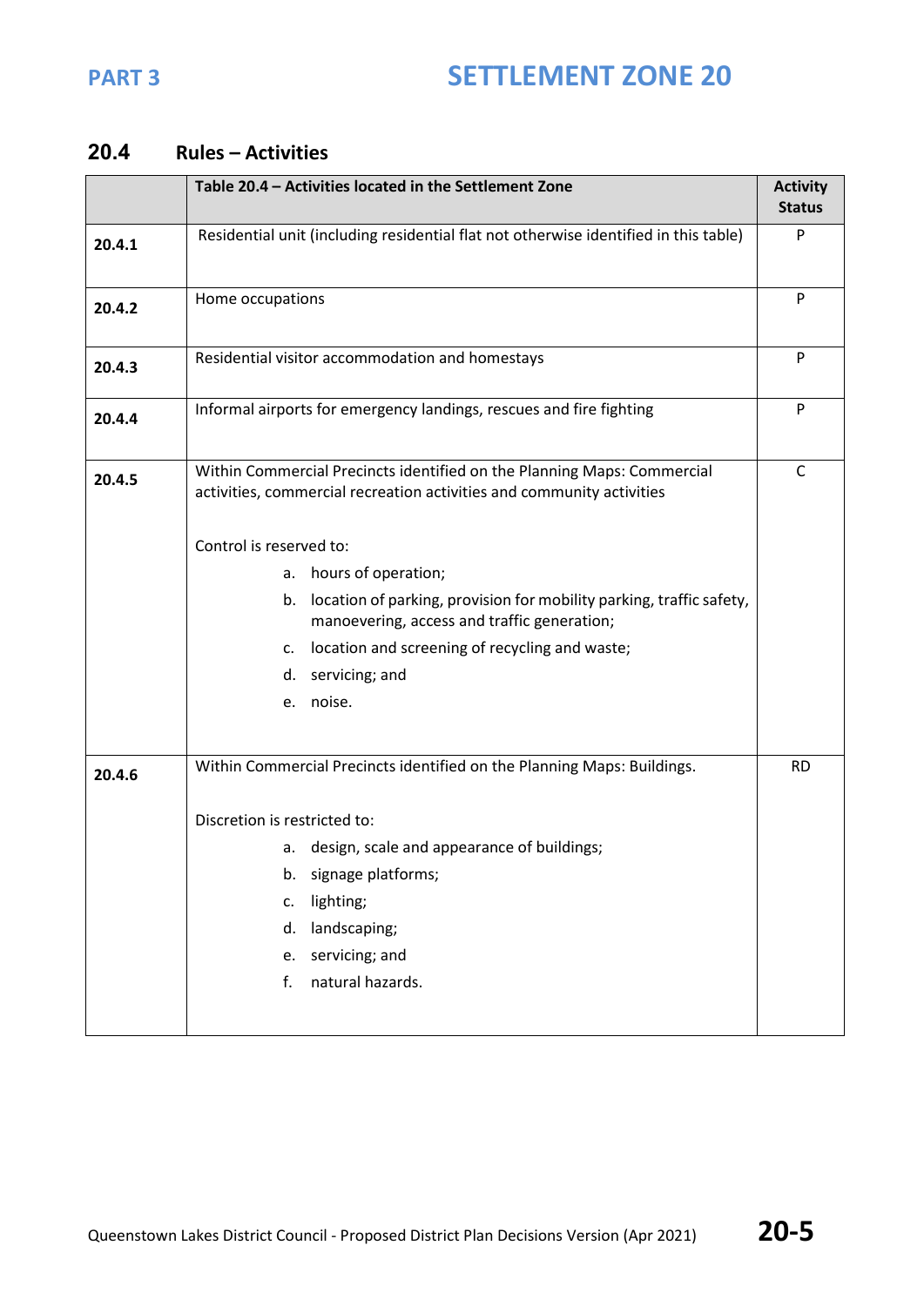## 20.4 Rules – Activities

| | Table 20.4 – Activities located in the Settlement Zone | Activity Status |
|---|---|---|
| 20.4.1 | Residential unit (including residential flat not otherwise identified in this table) | P |
| 20.4.2 | Home occupations | P |
| 20.4.3 | Residential visitor accommodation and homestays | P |
| 20.4.4 | Informal airports for emergency landings, rescues and fire fighting | P |
| 20.4.5 | Within Commercial Precincts identified on the Planning Maps: Commercial activities, commercial recreation activities and community activities<br><br>Control is reserved to:<br>a. hours of operation;<br>b. location of parking, provision for mobility parking, traffic safety, manoevering, access and traffic generation;<br>c. location and screening of recycling and waste;<br>d. servicing; and<br>e. noise. | C |
| 20.4.6 | Within Commercial Precincts identified on the Planning Maps: Buildings.<br><br>Discretion is restricted to:<br>a. design, scale and appearance of buildings;<br>b. signage platforms;<br>c. lighting;<br>d. landscaping;<br>e. servicing; and<br>f. natural hazards. | RD |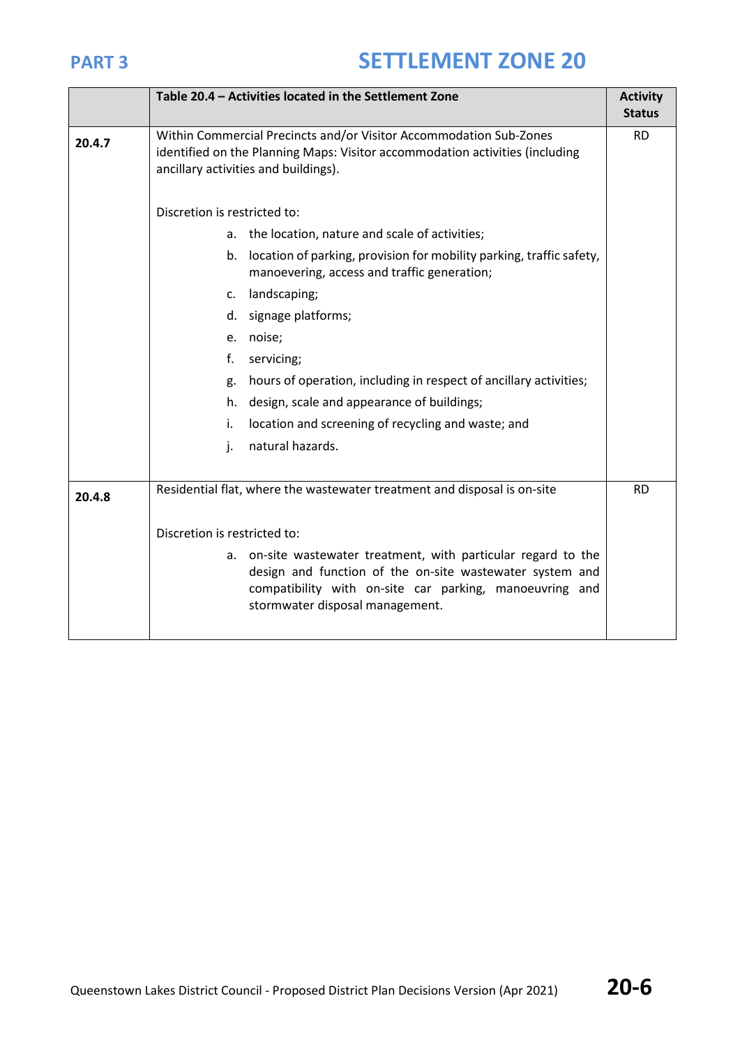| | Table 20.4 – Activities located in the Settlement Zone | Activity Status |
|---|---|---|
| **20.4.7** | Within Commercial Precincts and/or Visitor Accommodation Sub-Zones identified on the Planning Maps: Visitor accommodation activities (including ancillary activities and buildings).<br><br>Discretion is restricted to:<br>a. the location, nature and scale of activities;<br>b. location of parking, provision for mobility parking, traffic safety, manoevering, access and traffic generation;<br>c. landscaping;<br>d. signage platforms;<br>e. noise;<br>f. servicing;<br>g. hours of operation, including in respect of ancillary activities;<br>h. design, scale and appearance of buildings;<br>i. location and screening of recycling and waste; and<br>j. natural hazards. | RD |
| **20.4.8** | Residential flat, where the wastewater treatment and disposal is on-site<br><br>Discretion is restricted to:<br>a. on-site wastewater treatment, with particular regard to the design and function of the on-site wastewater system and compatibility with on-site car parking, manoeuvring and stormwater disposal management. | RD |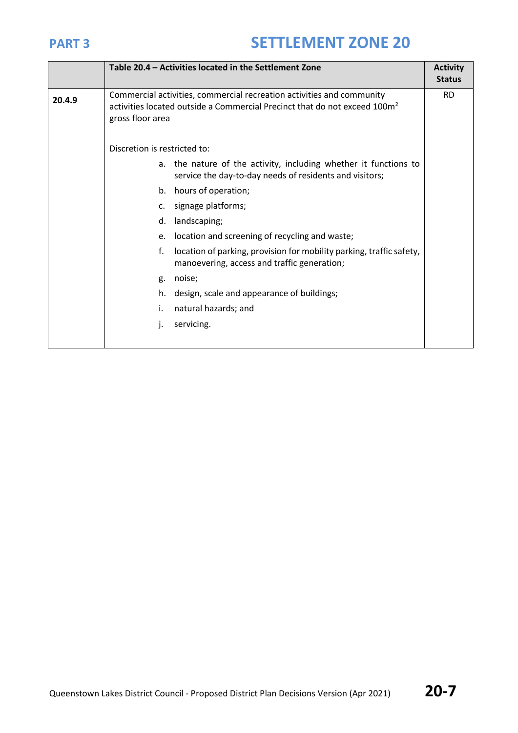|  | Table 20.4 – Activities located in the Settlement Zone | Activity Status |
|---|---|---|
| 20.4.9 | Commercial activities, commercial recreation activities and community activities located outside a Commercial Precinct that do not exceed 100m² gross floor area<br><br>Discretion is restricted to:<br>a. the nature of the activity, including whether it functions to service the day-to-day needs of residents and visitors;<br>b. hours of operation;<br>c. signage platforms;<br>d. landscaping;<br>e. location and screening of recycling and waste;<br>f. location of parking, provision for mobility parking, traffic safety, manoevering, access and traffic generation;<br>g. noise;<br>h. design, scale and appearance of buildings;<br>i. natural hazards; and<br>j. servicing. | RD |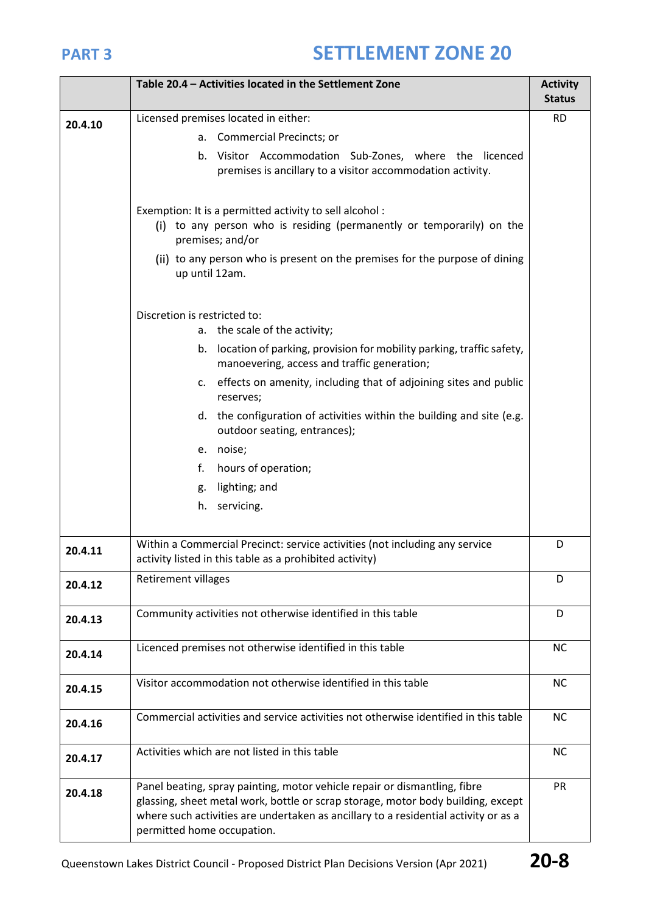# PART 3 SETTLEMENT ZONE 20

| | Table 20.4 – Activities located in the Settlement Zone | Activity Status |
|---|---|---|
| **20.4.10** | Licensed premises located in either:<br>a. Commercial Precincts; or<br>b. Visitor Accommodation Sub-Zones, where the licenced premises is ancillary to a visitor accommodation activity.<br><br>Exemption: It is a permitted activity to sell alcohol :<br>(i) to any person who is residing (permanently or temporarily) on the premises; and/or<br>(ii) to any person who is present on the premises for the purpose of dining up until 12am.<br><br>Discretion is restricted to:<br>a. the scale of the activity;<br>b. location of parking, provision for mobility parking, traffic safety, manoevering, access and traffic generation;<br>c. effects on amenity, including that of adjoining sites and public reserves;<br>d. the configuration of activities within the building and site (e.g. outdoor seating, entrances);<br>e. noise;<br>f. hours of operation;<br>g. lighting; and<br>h. servicing. | RD |
| **20.4.11** | Within a Commercial Precinct: service activities (not including any service activity listed in this table as a prohibited activity) | D |
| **20.4.12** | Retirement villages | D |
| **20.4.13** | Community activities not otherwise identified in this table | D |
| **20.4.14** | Licenced premises not otherwise identified in this table | NC |
| **20.4.15** | Visitor accommodation not otherwise identified in this table | NC |
| **20.4.16** | Commercial activities and service activities not otherwise identified in this table | NC |
| **20.4.17** | Activities which are not listed in this table | NC |
| **20.4.18** | Panel beating, spray painting, motor vehicle repair or dismantling, fibre glassing, sheet metal work, bottle or scrap storage, motor body building, except where such activities are undertaken as ancillary to a residential activity or as a permitted home occupation. | PR |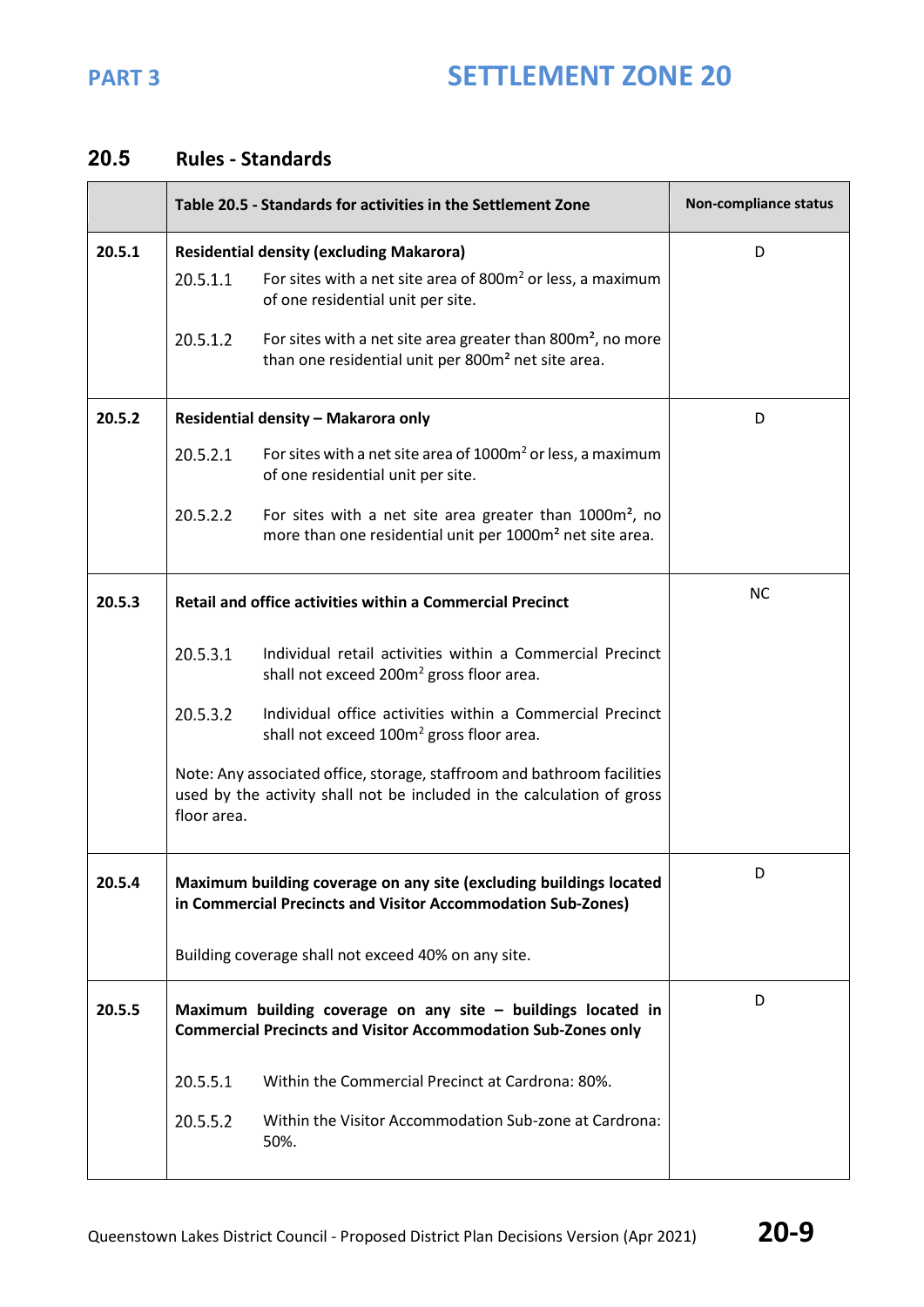## 20.5 Rules - Standards

| | Table 20.5 - Standards for activities in the Settlement Zone | Non-compliance status |
|---|---|---|
| 20.5.1 | **Residential density (excluding Makarora)**<br>20.5.1.1 For sites with a net site area of 800m² or less, a maximum of one residential unit per site.<br>20.5.1.2 For sites with a net site area greater than 800m², no more than one residential unit per 800m² net site area. | D |
| 20.5.2 | **Residential density – Makarora only**<br>20.5.2.1 For sites with a net site area of 1000m² or less, a maximum of one residential unit per site.<br>20.5.2.2 For sites with a net site area greater than 1000m², no more than one residential unit per 1000m² net site area. | D |
| 20.5.3 | **Retail and office activities within a Commercial Precinct**<br>20.5.3.1 Individual retail activities within a Commercial Precinct shall not exceed 200m² gross floor area.<br>20.5.3.2 Individual office activities within a Commercial Precinct shall not exceed 100m² gross floor area.<br>Note: Any associated office, storage, staffroom and bathroom facilities used by the activity shall not be included in the calculation of gross floor area. | NC |
| 20.5.4 | **Maximum building coverage on any site (excluding buildings located in Commercial Precincts and Visitor Accommodation Sub-Zones)**<br>Building coverage shall not exceed 40% on any site. | D |
| 20.5.5 | **Maximum building coverage on any site – buildings located in Commercial Precincts and Visitor Accommodation Sub-Zones only**<br>20.5.5.1 Within the Commercial Precinct at Cardrona: 80%.<br>20.5.5.2 Within the Visitor Accommodation Sub-zone at Cardrona: 50%. | D |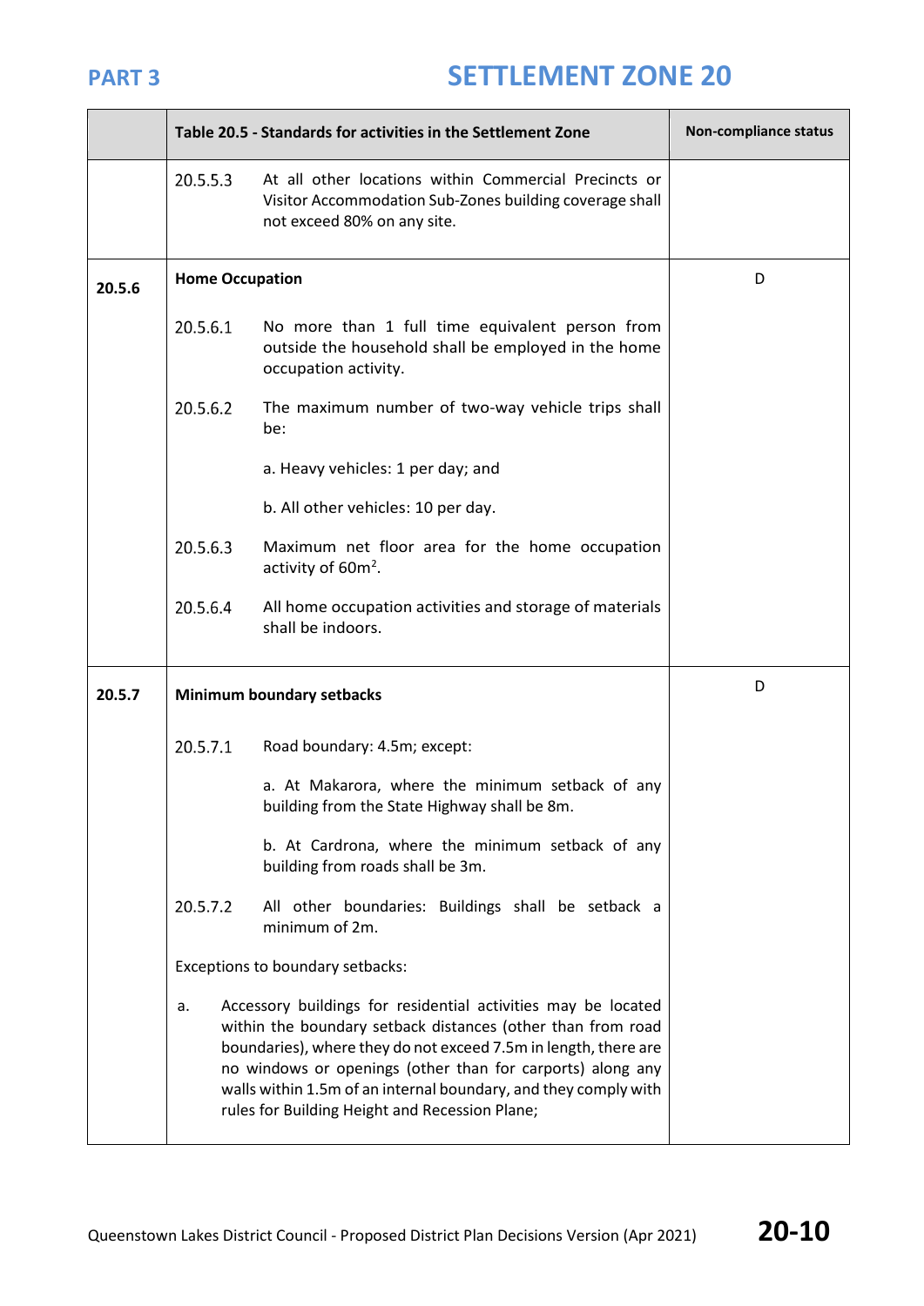| | Table 20.5 - Standards for activities in the Settlement Zone | Non-compliance status |
|---|---|---|
| | 20.5.5.3 At all other locations within Commercial Precincts or Visitor Accommodation Sub-Zones building coverage shall not exceed 80% on any site. | |
| **20.5.6** | **Home Occupation**<br><br>20.5.6.1 No more than 1 full time equivalent person from outside the household shall be employed in the home occupation activity.<br><br>20.5.6.2 The maximum number of two-way vehicle trips shall be:<br><br>a. Heavy vehicles: 1 per day; and<br><br>b. All other vehicles: 10 per day.<br><br>20.5.6.3 Maximum net floor area for the home occupation activity of 60m².<br><br>20.5.6.4 All home occupation activities and storage of materials shall be indoors. | D |
| **20.5.7** | **Minimum boundary setbacks**<br><br>20.5.7.1 Road boundary: 4.5m; except:<br><br>a. At Makarora, where the minimum setback of any building from the State Highway shall be 8m.<br><br>b. At Cardrona, where the minimum setback of any building from roads shall be 3m.<br><br>20.5.7.2 All other boundaries: Buildings shall be setback a minimum of 2m.<br><br>Exceptions to boundary setbacks:<br><br>a. Accessory buildings for residential activities may be located within the boundary setback distances (other than from road boundaries), where they do not exceed 7.5m in length, there are no windows or openings (other than for carports) along any walls within 1.5m of an internal boundary, and they comply with rules for Building Height and Recession Plane; | D |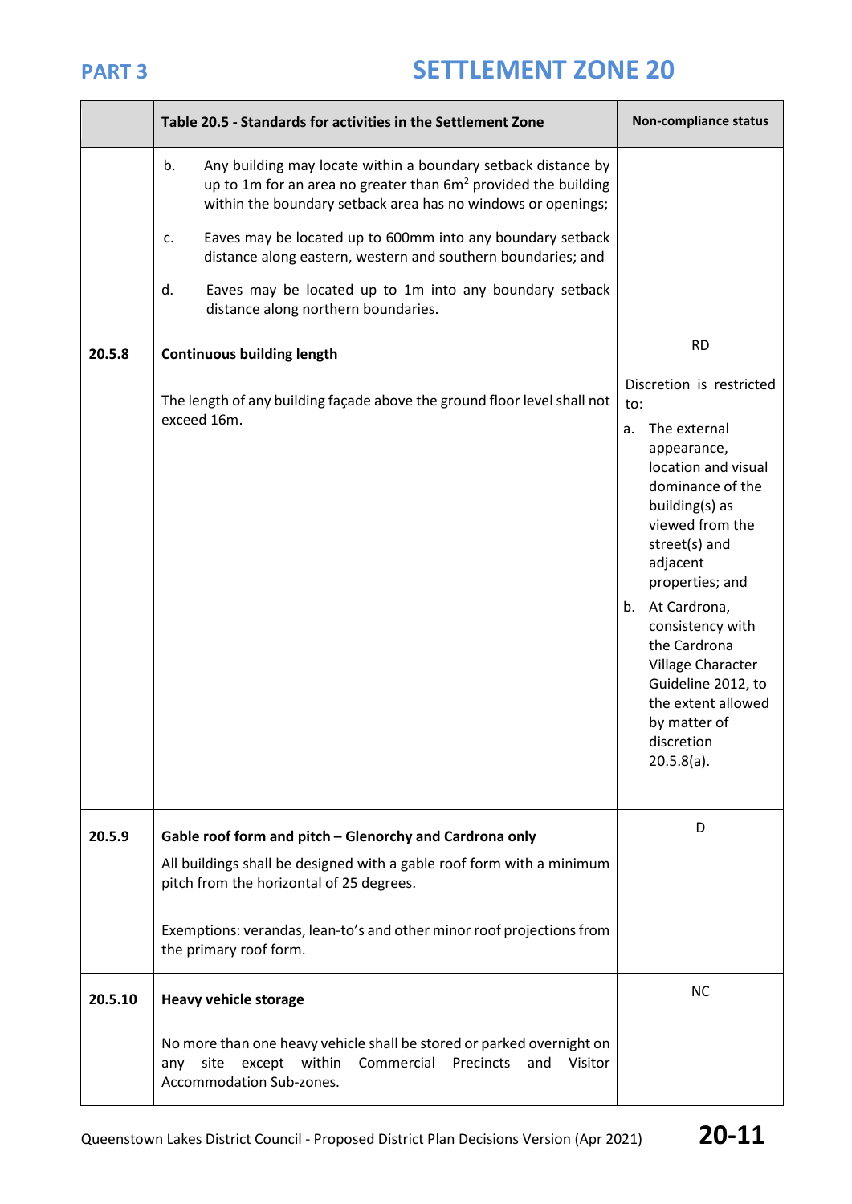| | Table 20.5 - Standards for activities in the Settlement Zone | Non-compliance status |
|---|---|---|
| | b. Any building may locate within a boundary setback distance by up to 1m for an area no greater than 6m$^2$ provided the building within the boundary setback area has no windows or openings;<br><br>c. Eaves may be located up to 600mm into any boundary setback distance along eastern, western and southern boundaries; and<br><br>d. Eaves may be located up to 1m into any boundary setback distance along northern boundaries. | |
| 20.5.8 | **Continuous building length**<br><br>The length of any building façade above the ground floor level shall not exceed 16m. | RD<br><br>Discretion is restricted to:<br><br>a. The external appearance, location and visual dominance of the building(s) as viewed from the street(s) and adjacent properties; and<br><br>b. At Cardrona, consistency with the Cardrona Village Character Guideline 2012, to the extent allowed by matter of discretion 20.5.8(a). |
| 20.5.9 | **Gable roof form and pitch – Glenorchy and Cardrona only**<br><br>All buildings shall be designed with a gable roof form with a minimum pitch from the horizontal of 25 degrees.<br><br>Exemptions: verandas, lean-to's and other minor roof projections from the primary roof form. | D |
| 20.5.10 | **Heavy vehicle storage**<br><br>No more than one heavy vehicle shall be stored or parked overnight on any site except within Commercial Precincts and Visitor Accommodation Sub-zones. | NC |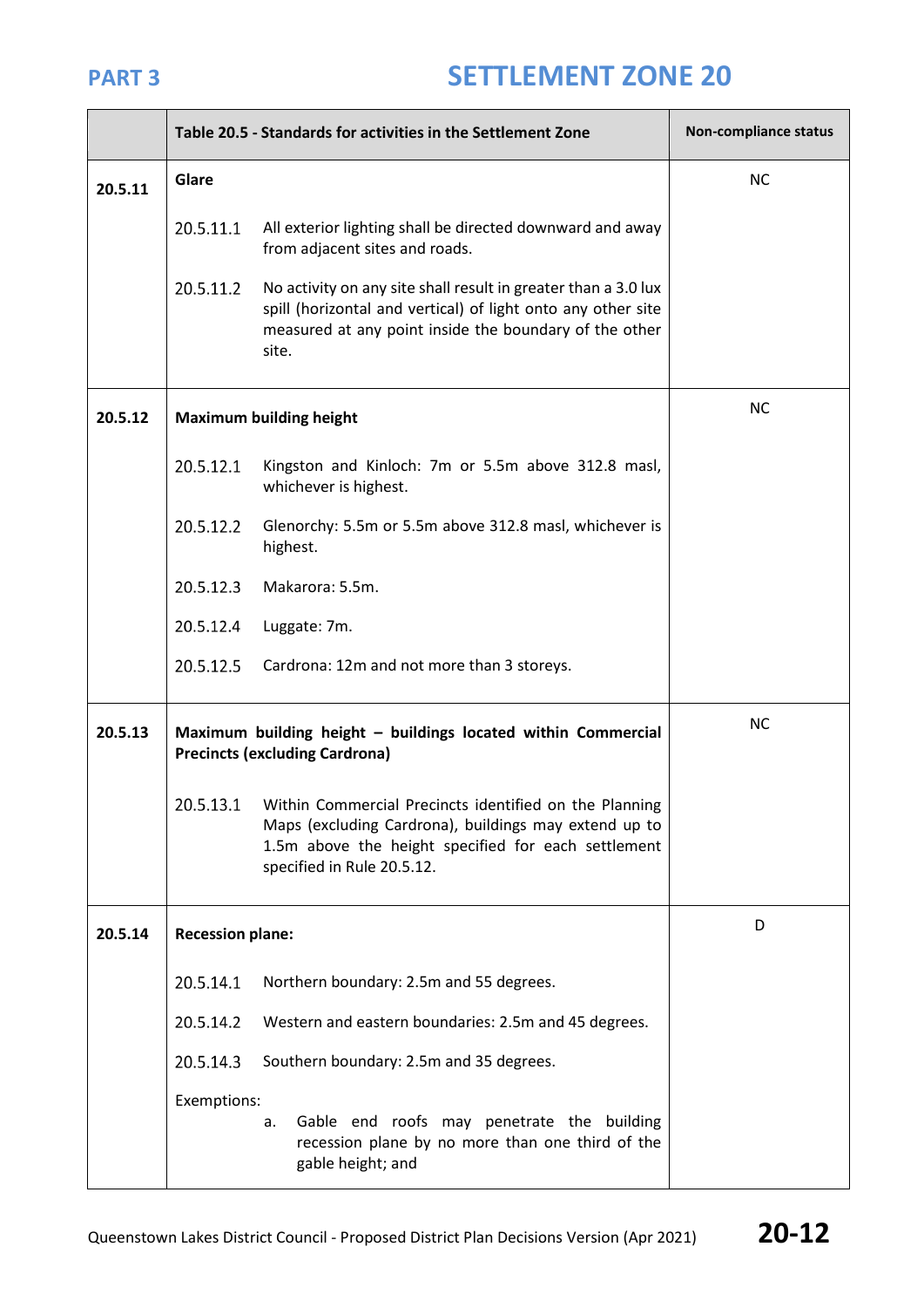# PART 3 SETTLEMENT ZONE 20

| | Table 20.5 - Standards for activities in the Settlement Zone | Non-compliance status |
|---|---|---|
| 20.5.11 | **Glare**<br><br>20.5.11.1 All exterior lighting shall be directed downward and away from adjacent sites and roads.<br><br>20.5.11.2 No activity on any site shall result in greater than a 3.0 lux spill (horizontal and vertical) of light onto any other site measured at any point inside the boundary of the other site. | NC |
| 20.5.12 | **Maximum building height**<br><br>20.5.12.1 Kingston and Kinloch: 7m or 5.5m above 312.8 masl, whichever is highest.<br><br>20.5.12.2 Glenorchy: 5.5m or 5.5m above 312.8 masl, whichever is highest.<br><br>20.5.12.3 Makarora: 5.5m.<br><br>20.5.12.4 Luggate: 7m.<br><br>20.5.12.5 Cardrona: 12m and not more than 3 storeys. | NC |
| 20.5.13 | **Maximum building height – buildings located within Commercial Precincts (excluding Cardrona)**<br><br>20.5.13.1 Within Commercial Precincts identified on the Planning Maps (excluding Cardrona), buildings may extend up to 1.5m above the height specified for each settlement specified in Rule 20.5.12. | NC |
| 20.5.14 | **Recession plane:**<br><br>20.5.14.1 Northern boundary: 2.5m and 55 degrees.<br><br>20.5.14.2 Western and eastern boundaries: 2.5m and 45 degrees.<br><br>20.5.14.3 Southern boundary: 2.5m and 35 degrees.<br><br>Exemptions:<br>a. Gable end roofs may penetrate the building recession plane by no more than one third of the gable height; and | D |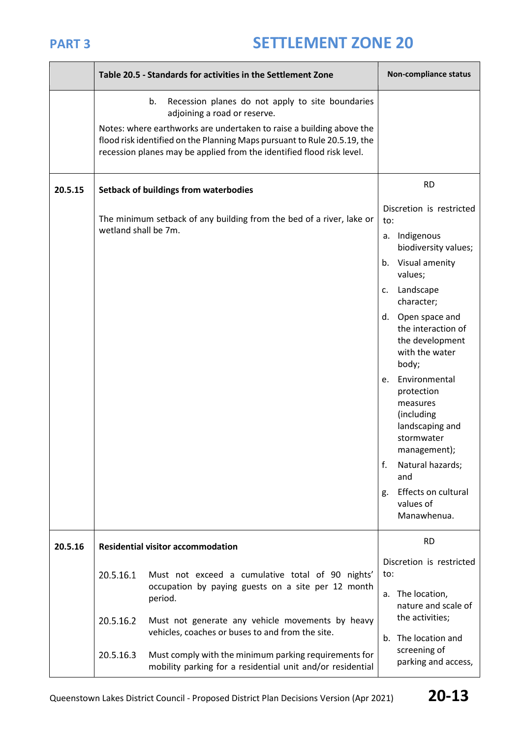| | Table 20.5 - Standards for activities in the Settlement Zone | Non-compliance status |
|---|---|---|
| | b. Recession planes do not apply to site boundaries adjoining a road or reserve.<br><br>Notes: where earthworks are undertaken to raise a building above the flood risk identified on the Planning Maps pursuant to Rule 20.5.19, the recession planes may be applied from the identified flood risk level. | |
| **20.5.15** | **Setback of buildings from waterbodies**<br><br>The minimum setback of any building from the bed of a river, lake or wetland shall be 7m. | RD<br><br>Discretion is restricted to:<br><br>a. Indigenous biodiversity values;<br><br>b. Visual amenity values;<br><br>c. Landscape character;<br><br>d. Open space and the interaction of the development with the water body;<br><br>e. Environmental protection measures (including landscaping and stormwater management);<br><br>f. Natural hazards; and<br><br>g. Effects on cultural values of Manawhenua. |
| **20.5.16** | **Residential visitor accommodation**<br><br>20.5.16.1 Must not exceed a cumulative total of 90 nights' occupation by paying guests on a site per 12 month period.<br><br>20.5.16.2 Must not generate any vehicle movements by heavy vehicles, coaches or buses to and from the site.<br><br>20.5.16.3 Must comply with the minimum parking requirements for mobility parking for a residential unit and/or residential | RD<br><br>Discretion is restricted to:<br><br>a. The location, nature and scale of the activities;<br><br>b. The location and screening of parking and access, |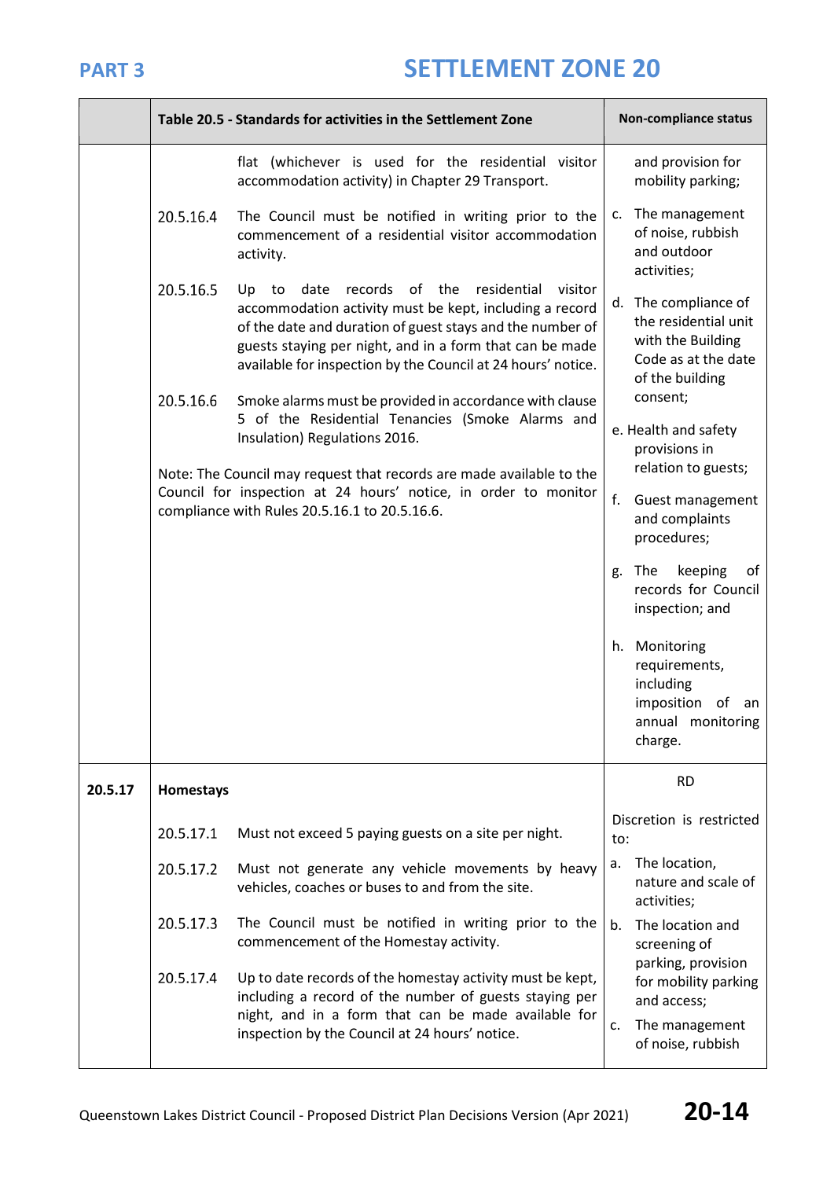| | Table 20.5 - Standards for activities in the Settlement Zone | Non-compliance status |
|---|---|---|
| | flat (whichever is used for the residential visitor accommodation activity) in Chapter 29 Transport.<br><br>20.5.16.4 The Council must be notified in writing prior to the commencement of a residential visitor accommodation activity.<br><br>20.5.16.5 Up to date records of the residential visitor accommodation activity must be kept, including a record of the date and duration of guest stays and the number of guests staying per night, and in a form that can be made available for inspection by the Council at 24 hours' notice.<br><br>20.5.16.6 Smoke alarms must be provided in accordance with clause 5 of the Residential Tenancies (Smoke Alarms and Insulation) Regulations 2016.<br><br>Note: The Council may request that records are made available to the Council for inspection at 24 hours' notice, in order to monitor compliance with Rules 20.5.16.1 to 20.5.16.6. | and provision for mobility parking;<br><br>c. The management of noise, rubbish and outdoor activities;<br><br>d. The compliance of the residential unit with the Building Code as at the date of the building consent;<br><br>e. Health and safety provisions in relation to guests;<br><br>f. Guest management and complaints procedures;<br><br>g. The keeping of records for Council inspection; and<br><br>h. Monitoring requirements, including imposition of an annual monitoring charge. |
| **20.5.17** | **Homestays**<br><br>20.5.17.1 Must not exceed 5 paying guests on a site per night.<br><br>20.5.17.2 Must not generate any vehicle movements by heavy vehicles, coaches or buses to and from the site.<br><br>20.5.17.3 The Council must be notified in writing prior to the commencement of the Homestay activity.<br><br>20.5.17.4 Up to date records of the homestay activity must be kept, including a record of the number of guests staying per night, and in a form that can be available for inspection by the Council at 24 hours' notice. | RD<br><br>Discretion is restricted to:<br><br>a. The location, nature and scale of activities;<br><br>b. The location and screening of parking, provision for mobility parking and access;<br><br>c. The management of noise, rubbish |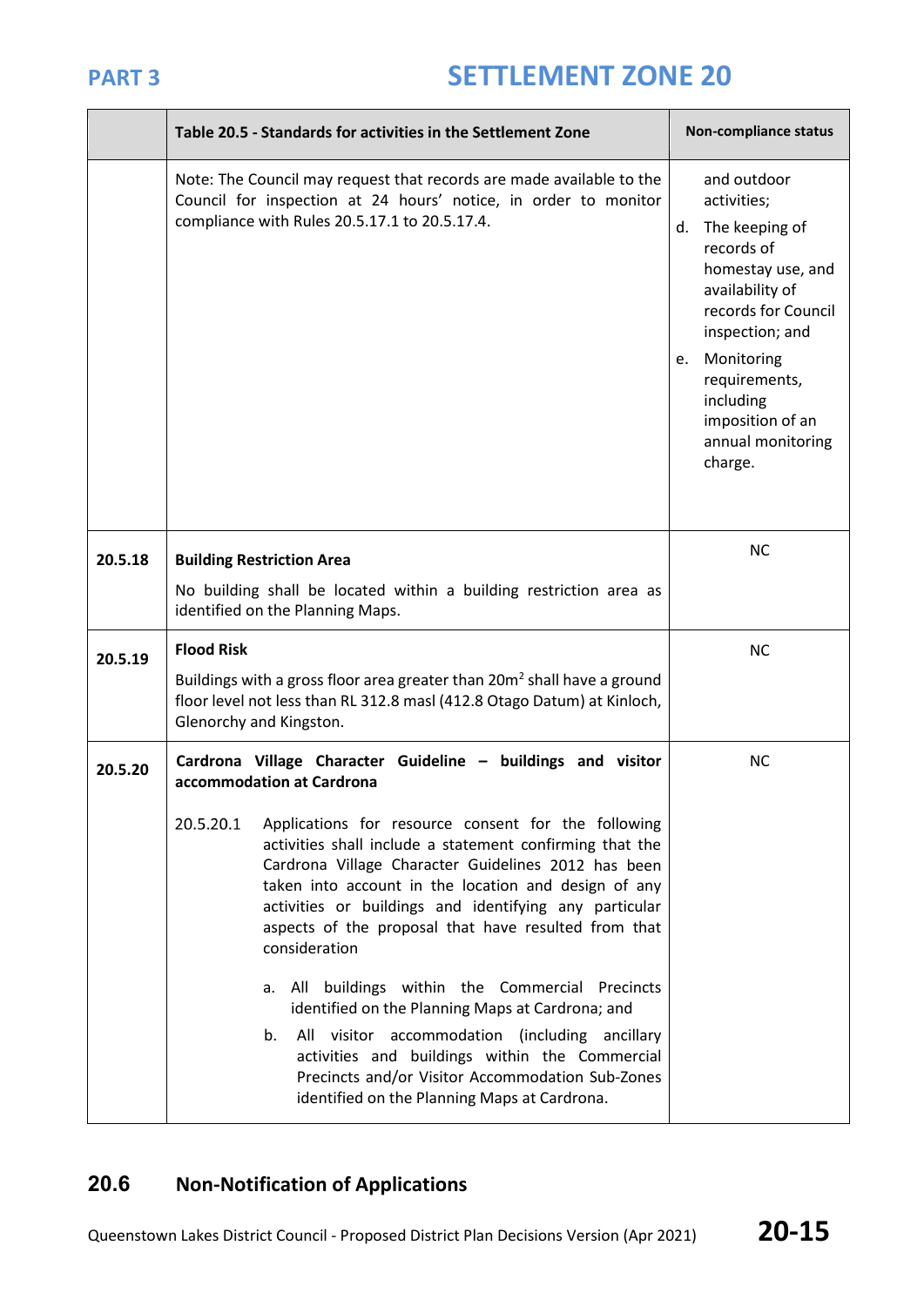| | Table 20.5 - Standards for activities in the Settlement Zone | Non-compliance status |
|---|---|---|
| | Note: The Council may request that records are made available to the Council for inspection at 24 hours' notice, in order to monitor compliance with Rules 20.5.17.1 to 20.5.17.4. | and outdoor activities;<br>d. The keeping of records of homestay use, and availability of records for Council inspection; and<br>e. Monitoring requirements, including imposition of an annual monitoring charge. |
| **20.5.18** | **Building Restriction Area**<br>No building shall be located within a building restriction area as identified on the Planning Maps. | NC |
| **20.5.19** | **Flood Risk**<br>Buildings with a gross floor area greater than 20m² shall have a ground floor level not less than RL 312.8 masl (412.8 Otago Datum) at Kinloch, Glenorchy and Kingston. | NC |
| **20.5.20** | **Cardrona Village Character Guideline – buildings and visitor accommodation at Cardrona**<br>20.5.20.1 Applications for resource consent for the following activities shall include a statement confirming that the Cardrona Village Character Guidelines 2012 has been taken into account in the location and design of any activities or buildings and identifying any particular aspects of the proposal that have resulted from that consideration<br>a. All buildings within the Commercial Precincts identified on the Planning Maps at Cardrona; and<br>b. All visitor accommodation (including ancillary activities and buildings within the Commercial Precincts and/or Visitor Accommodation Sub-Zones identified on the Planning Maps at Cardrona. | NC |

## 20.6 Non-Notification of Applications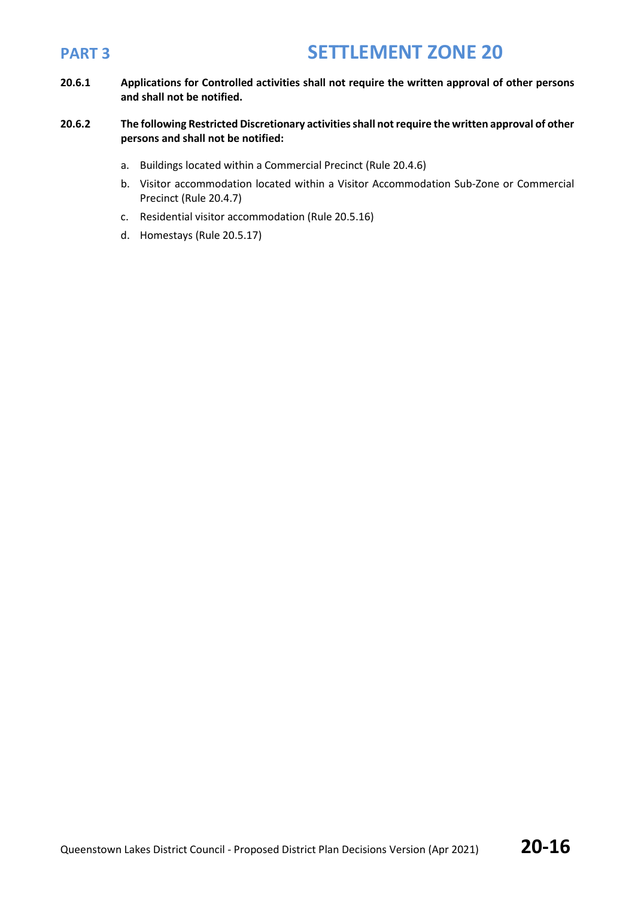**20.6.1 Applications for Controlled activities shall not require the written approval of other persons and shall not be notified.**

**20.6.2 The following Restricted Discretionary activities shall not require the written approval of other persons and shall not be notified:**

a. Buildings located within a Commercial Precinct (Rule 20.4.6)

b. Visitor accommodation located within a Visitor Accommodation Sub-Zone or Commercial Precinct (Rule 20.4.7)

c. Residential visitor accommodation (Rule 20.5.16)

d. Homestays (Rule 20.5.17)